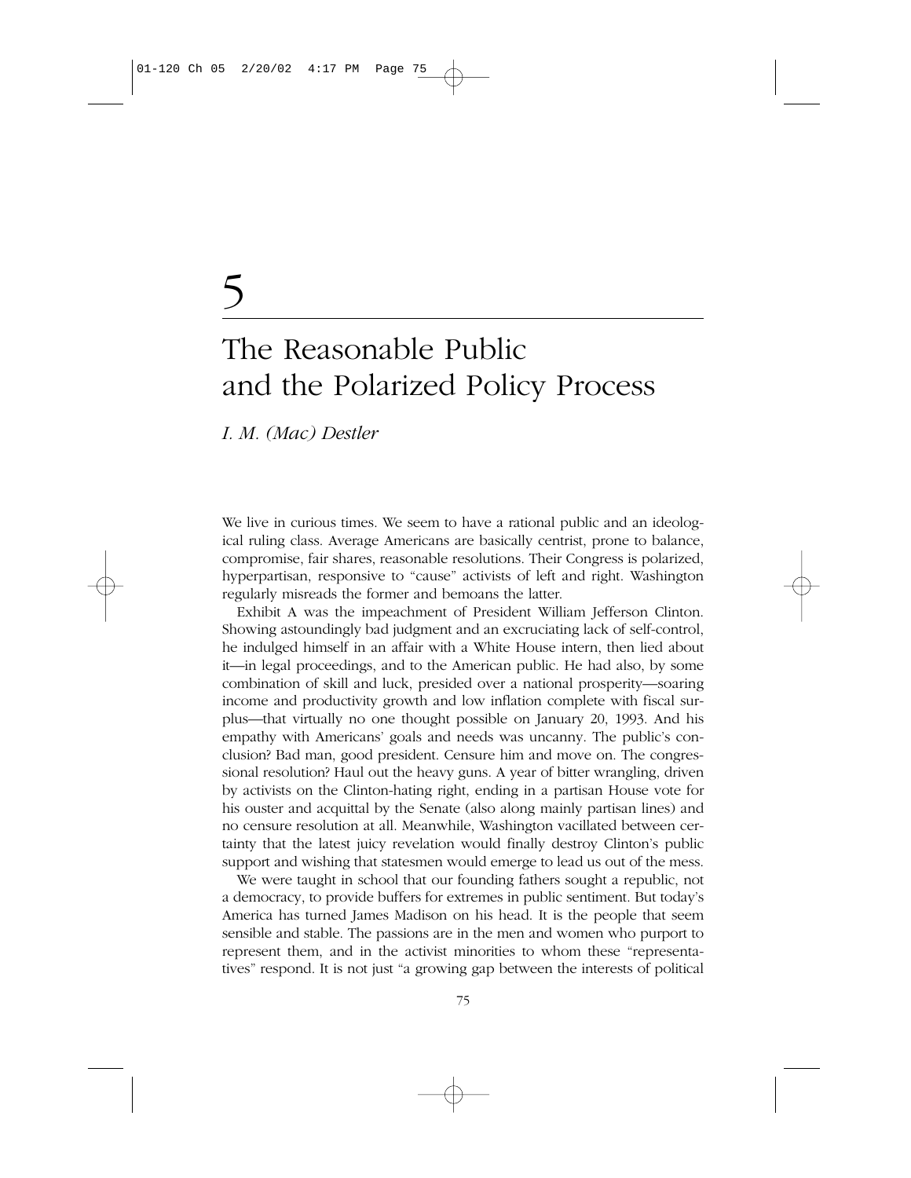# 5

# The Reasonable Public and the Polarized Policy Process

*I. M. (Mac) Destler*

We live in curious times. We seem to have a rational public and an ideological ruling class. Average Americans are basically centrist, prone to balance, compromise, fair shares, reasonable resolutions. Their Congress is polarized, hyperpartisan, responsive to "cause" activists of left and right. Washington regularly misreads the former and bemoans the latter.

Exhibit A was the impeachment of President William Jefferson Clinton. Showing astoundingly bad judgment and an excruciating lack of self-control, he indulged himself in an affair with a White House intern, then lied about it—in legal proceedings, and to the American public. He had also, by some combination of skill and luck, presided over a national prosperity—soaring income and productivity growth and low inflation complete with fiscal surplus—that virtually no one thought possible on January 20, 1993. And his empathy with Americans' goals and needs was uncanny. The public's conclusion? Bad man, good president. Censure him and move on. The congressional resolution? Haul out the heavy guns. A year of bitter wrangling, driven by activists on the Clinton-hating right, ending in a partisan House vote for his ouster and acquittal by the Senate (also along mainly partisan lines) and no censure resolution at all. Meanwhile, Washington vacillated between certainty that the latest juicy revelation would finally destroy Clinton's public support and wishing that statesmen would emerge to lead us out of the mess.

We were taught in school that our founding fathers sought a republic, not a democracy, to provide buffers for extremes in public sentiment. But today's America has turned James Madison on his head. It is the people that seem sensible and stable. The passions are in the men and women who purport to represent them, and in the activist minorities to whom these "representatives" respond. It is not just "a growing gap between the interests of political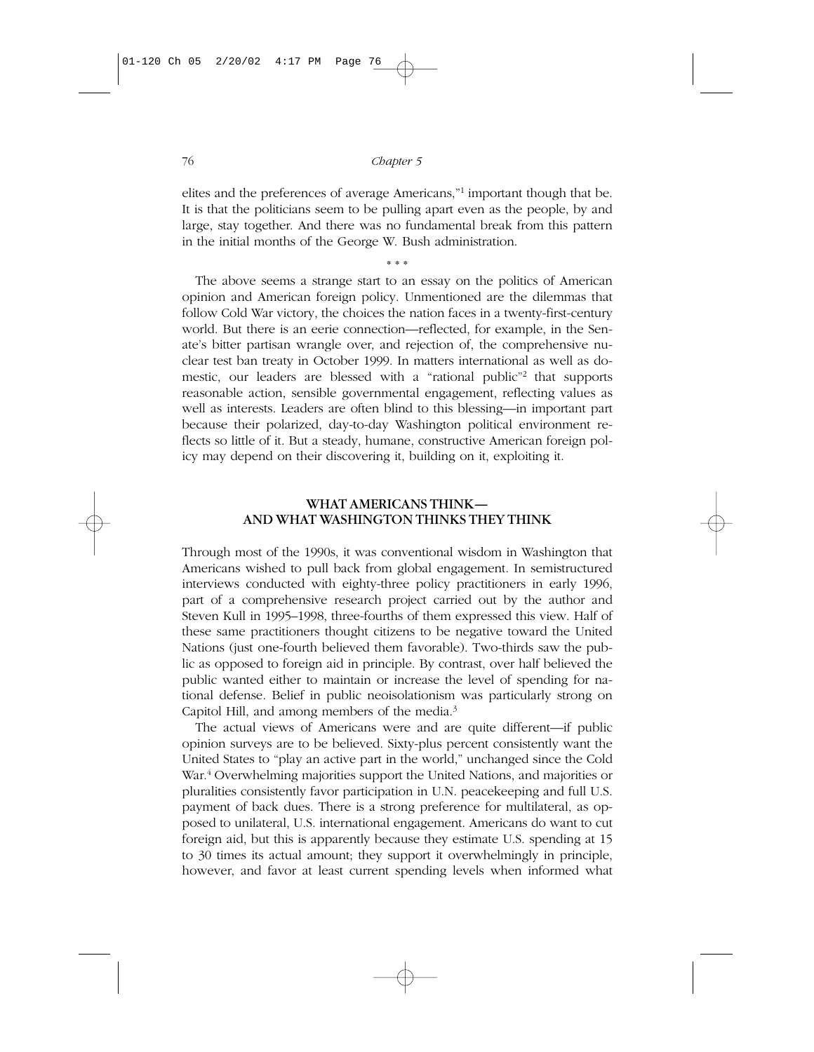elites and the preferences of average Americans,"[1] important though that be. It is that the politicians seem to be pulling apart even as the people, by and large, stay together. And there was no fundamental break from this pattern in the initial months of the George W. Bush administration.

* * *

The above seems a strange start to an essay on the politics of American opinion and American foreign policy. Unmentioned are the dilemmas that follow Cold War victory, the choices the nation faces in a twenty-first-century world. But there is an eerie connection—reflected, for example, in the Senate's bitter partisan wrangle over, and rejection of, the comprehensive nuclear test ban treaty in October 1999. In matters international as well as domestic, our leaders are blessed with a "rational public"[2] that supports reasonable action, sensible governmental engagement, reflecting values as well as interests. Leaders are often blind to this blessing—in important part because their polarized, day-to-day Washington political environment reflects so little of it. But a steady, humane, constructive American foreign policy may depend on their discovering it, building on it, exploiting it.

## WHAT AMERICANS THINK—AND WHAT WASHINGTON THINKS THEY THINK

Through most of the 1990s, it was conventional wisdom in Washington that Americans wished to pull back from global engagement. In semistructured interviews conducted with eighty-three policy practitioners in early 1996, part of a comprehensive research project carried out by the author and Steven Kull in 1995–1998, three-fourths of them expressed this view. Half of these same practitioners thought citizens to be negative toward the United Nations (just one-fourth believed them favorable). Two-thirds saw the public as opposed to foreign aid in principle. By contrast, over half believed the public wanted either to maintain or increase the level of spending for national defense. Belief in public neoisolationism was particularly strong on Capitol Hill, and among members of the media.[3]

The actual views of Americans were and are quite different—if public opinion surveys are to be believed. Sixty-plus percent consistently want the United States to "play an active part in the world," unchanged since the Cold War.[4] Overwhelming majorities support the United Nations, and majorities or pluralities consistently favor participation in U.N. peacekeeping and full U.S. payment of back dues. There is a strong preference for multilateral, as opposed to unilateral, U.S. international engagement. Americans do want to cut foreign aid, but this is apparently because they estimate U.S. spending at 15 to 30 times its actual amount; they support it overwhelmingly in principle, however, and favor at least current spending levels when informed what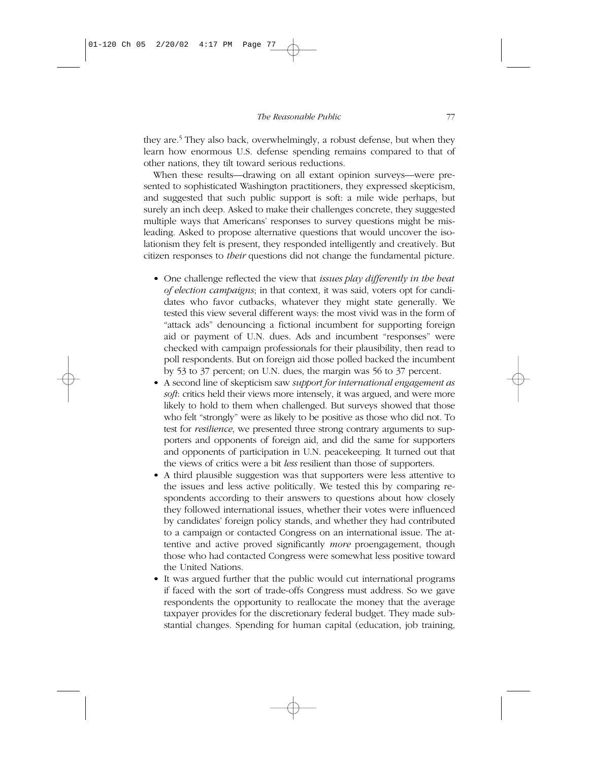they are.[5] They also back, overwhelmingly, a robust defense, but when they learn how enormous U.S. defense spending remains compared to that of other nations, they tilt toward serious reductions.

When these results—drawing on all extant opinion surveys—were presented to sophisticated Washington practitioners, they expressed skepticism, and suggested that such public support is soft: a mile wide perhaps, but surely an inch deep. Asked to make their challenges concrete, they suggested multiple ways that Americans' responses to survey questions might be misleading. Asked to propose alternative questions that would uncover the isolationism they felt is present, they responded intelligently and creatively. But citizen responses to *their* questions did not change the fundamental picture.

- One challenge reflected the view that *issues play differently in the heat of election campaigns*; in that context, it was said, voters opt for candidates who favor cutbacks, whatever they might state generally. We tested this view several different ways: the most vivid was in the form of "attack ads" denouncing a fictional incumbent for supporting foreign aid or payment of U.N. dues. Ads and incumbent "responses" were checked with campaign professionals for their plausibility, then read to poll respondents. But on foreign aid those polled backed the incumbent by 53 to 37 percent; on U.N. dues, the margin was 56 to 37 percent.
- A second line of skepticism saw *support for international engagement as soft*: critics held their views more intensely, it was argued, and were more likely to hold to them when challenged. But surveys showed that those who felt "strongly" were as likely to be positive as those who did not. To test for *resilience*, we presented three strong contrary arguments to supporters and opponents of foreign aid, and did the same for supporters and opponents of participation in U.N. peacekeeping. It turned out that the views of critics were a bit *less* resilient than those of supporters.
- A third plausible suggestion was that supporters were less attentive to the issues and less active politically. We tested this by comparing respondents according to their answers to questions about how closely they followed international issues, whether their votes were influenced by candidates' foreign policy stands, and whether they had contributed to a campaign or contacted Congress on an international issue. The attentive and active proved significantly *more* proengagement, though those who had contacted Congress were somewhat less positive toward the United Nations.
- It was argued further that the public would cut international programs if faced with the sort of trade-offs Congress must address. So we gave respondents the opportunity to reallocate the money that the average taxpayer provides for the discretionary federal budget. They made substantial changes. Spending for human capital (education, job training,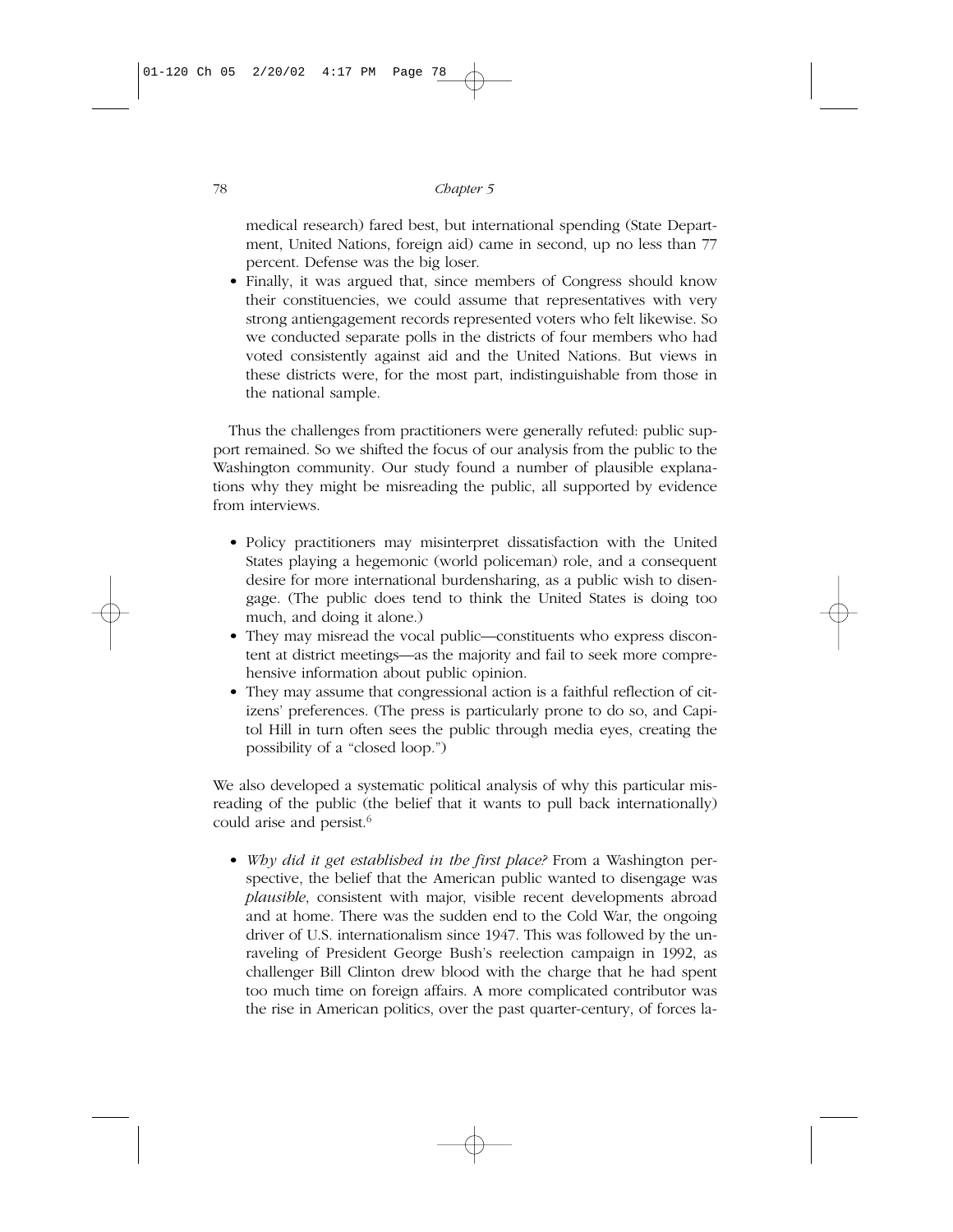medical research) fared best, but international spending (State Department, United Nations, foreign aid) came in second, up no less than 77 percent. Defense was the big loser.

- Finally, it was argued that, since members of Congress should know their constituencies, we could assume that representatives with very strong antiengagement records represented voters who felt likewise. So we conducted separate polls in the districts of four members who had voted consistently against aid and the United Nations. But views in these districts were, for the most part, indistinguishable from those in the national sample.

Thus the challenges from practitioners were generally refuted: public support remained. So we shifted the focus of our analysis from the public to the Washington community. Our study found a number of plausible explanations why they might be misreading the public, all supported by evidence from interviews.

- Policy practitioners may misinterpret dissatisfaction with the United States playing a hegemonic (world policeman) role, and a consequent desire for more international burdensharing, as a public wish to disengage. (The public does tend to think the United States is doing too much, and doing it alone.)
- They may misread the vocal public—constituents who express discontent at district meetings—as the majority and fail to seek more comprehensive information about public opinion.
- They may assume that congressional action is a faithful reflection of citizens' preferences. (The press is particularly prone to do so, and Capitol Hill in turn often sees the public through media eyes, creating the possibility of a "closed loop.")

We also developed a systematic political analysis of why this particular misreading of the public (the belief that it wants to pull back internationally) could arise and persist.[6]

- *Why did it get established in the first place?* From a Washington perspective, the belief that the American public wanted to disengage was *plausible*, consistent with major, visible recent developments abroad and at home. There was the sudden end to the Cold War, the ongoing driver of U.S. internationalism since 1947. This was followed by the unraveling of President George Bush's reelection campaign in 1992, as challenger Bill Clinton drew blood with the charge that he had spent too much time on foreign affairs. A more complicated contributor was the rise in American politics, over the past quarter-century, of forces la-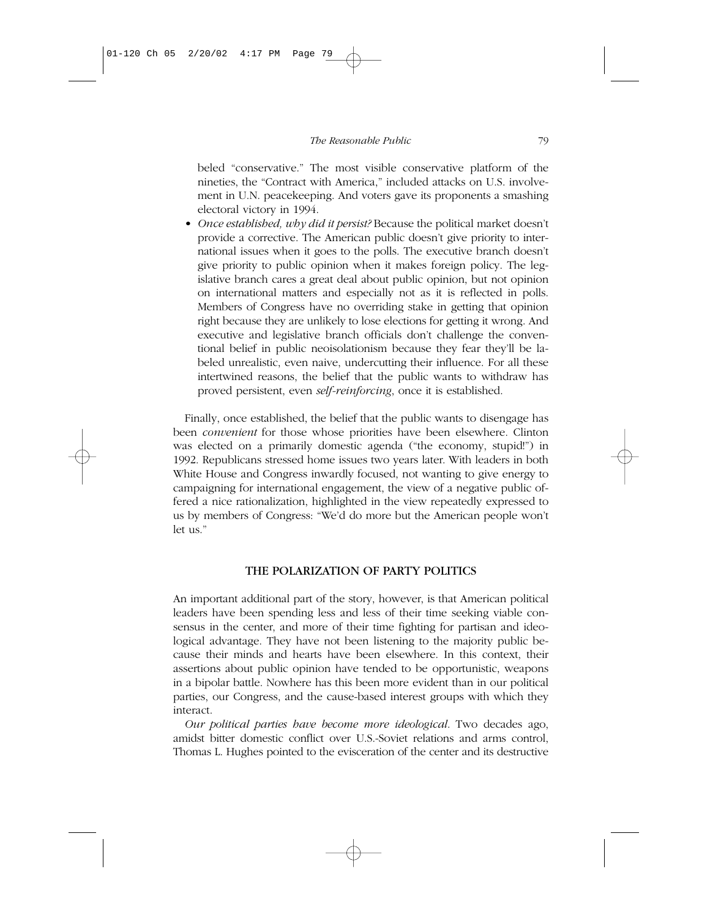beled "conservative." The most visible conservative platform of the nineties, the "Contract with America," included attacks on U.S. involvement in U.N. peacekeeping. And voters gave its proponents a smashing electoral victory in 1994.

- *Once established, why did it persist?* Because the political market doesn't provide a corrective. The American public doesn't give priority to international issues when it goes to the polls. The executive branch doesn't give priority to public opinion when it makes foreign policy. The legislative branch cares a great deal about public opinion, but not opinion on international matters and especially not as it is reflected in polls. Members of Congress have no overriding stake in getting that opinion right because they are unlikely to lose elections for getting it wrong. And executive and legislative branch officials don't challenge the conventional belief in public neoisolationism because they fear they'll be labeled unrealistic, even naive, undercutting their influence. For all these intertwined reasons, the belief that the public wants to withdraw has proved persistent, even *self-reinforcing*, once it is established.

Finally, once established, the belief that the public wants to disengage has been *convenient* for those whose priorities have been elsewhere. Clinton was elected on a primarily domestic agenda ("the economy, stupid!") in 1992. Republicans stressed home issues two years later. With leaders in both White House and Congress inwardly focused, not wanting to give energy to campaigning for international engagement, the view of a negative public offered a nice rationalization, highlighted in the view repeatedly expressed to us by members of Congress: "We'd do more but the American people won't let us."

## THE POLARIZATION OF PARTY POLITICS

An important additional part of the story, however, is that American political leaders have been spending less and less of their time seeking viable consensus in the center, and more of their time fighting for partisan and ideological advantage. They have not been listening to the majority public because their minds and hearts have been elsewhere. In this context, their assertions about public opinion have tended to be opportunistic, weapons in a bipolar battle. Nowhere has this been more evident than in our political parties, our Congress, and the cause-based interest groups with which they interact.

*Our political parties have become more ideological*. Two decades ago, amidst bitter domestic conflict over U.S.-Soviet relations and arms control, Thomas L. Hughes pointed to the evisceration of the center and its destructive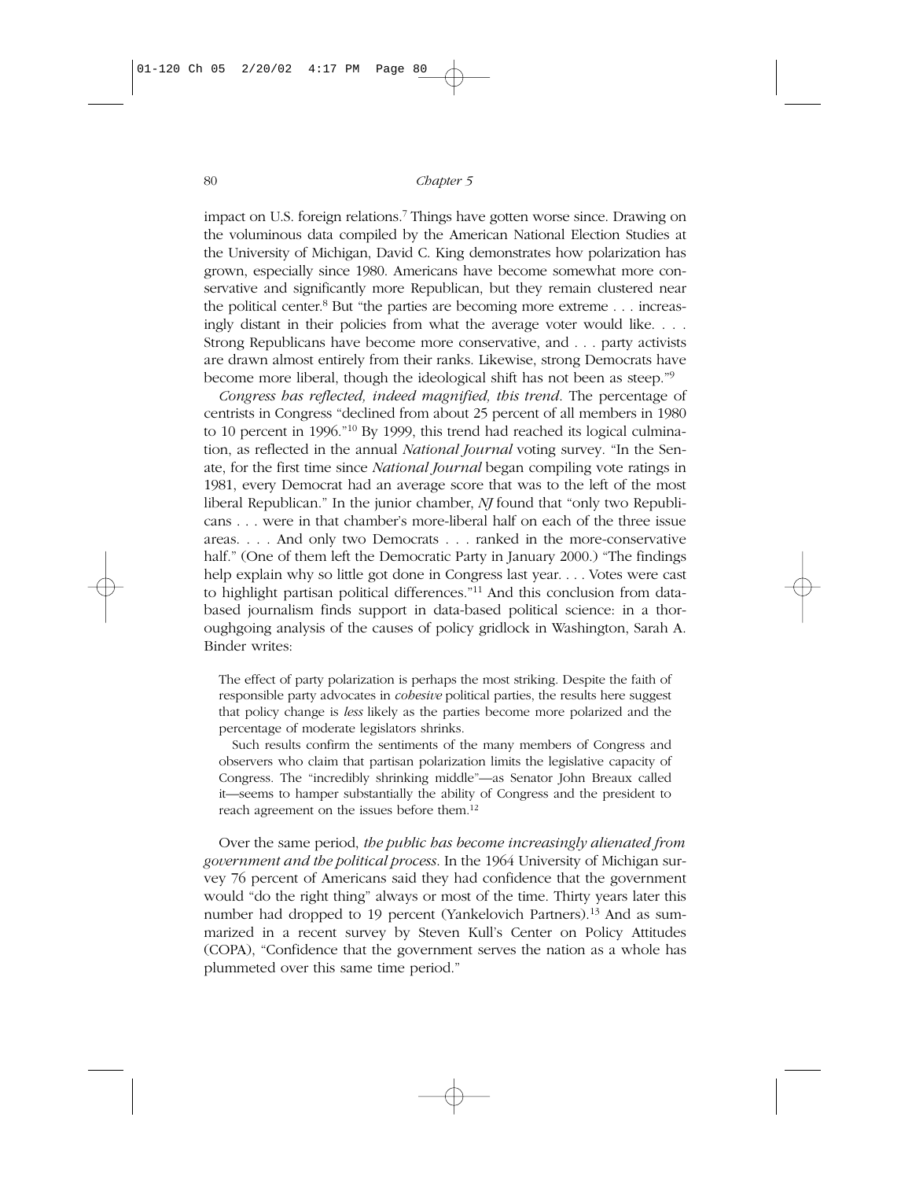impact on U.S. foreign relations.[7] Things have gotten worse since. Drawing on the voluminous data compiled by the American National Election Studies at the University of Michigan, David C. King demonstrates how polarization has grown, especially since 1980. Americans have become somewhat more conservative and significantly more Republican, but they remain clustered near the political center.[8] But "the parties are becoming more extreme . . . increasingly distant in their policies from what the average voter would like. . . . Strong Republicans have become more conservative, and . . . party activists are drawn almost entirely from their ranks. Likewise, strong Democrats have become more liberal, though the ideological shift has not been as steep."[9]

*Congress has reflected, indeed magnified, this trend*. The percentage of centrists in Congress "declined from about 25 percent of all members in 1980 to 10 percent in 1996."[10] By 1999, this trend had reached its logical culmination, as reflected in the annual *National Journal* voting survey. "In the Senate, for the first time since *National Journal* began compiling vote ratings in 1981, every Democrat had an average score that was to the left of the most liberal Republican." In the junior chamber, *NJ* found that "only two Republicans . . . were in that chamber's more-liberal half on each of the three issue areas. . . . And only two Democrats . . . ranked in the more-conservative half." (One of them left the Democratic Party in January 2000.) "The findings help explain why so little got done in Congress last year. . . . Votes were cast to highlight partisan political differences."[11] And this conclusion from data-based journalism finds support in data-based political science: in a thoroughgoing analysis of the causes of policy gridlock in Washington, Sarah A. Binder writes:

> The effect of party polarization is perhaps the most striking. Despite the faith of responsible party advocates in *cohesive* political parties, the results here suggest that policy change is *less* likely as the parties become more polarized and the percentage of moderate legislators shrinks.
>
> Such results confirm the sentiments of the many members of Congress and observers who claim that partisan polarization limits the legislative capacity of Congress. The "incredibly shrinking middle"—as Senator John Breaux called it—seems to hamper substantially the ability of Congress and the president to reach agreement on the issues before them.[12]

Over the same period, *the public has become increasingly alienated from government and the political process*. In the 1964 University of Michigan survey 76 percent of Americans said they had confidence that the government would "do the right thing" always or most of the time. Thirty years later this number had dropped to 19 percent (Yankelovich Partners).[13] And as summarized in a recent survey by Steven Kull's Center on Policy Attitudes (COPA), "Confidence that the government serves the nation as a whole has plummeted over this same time period."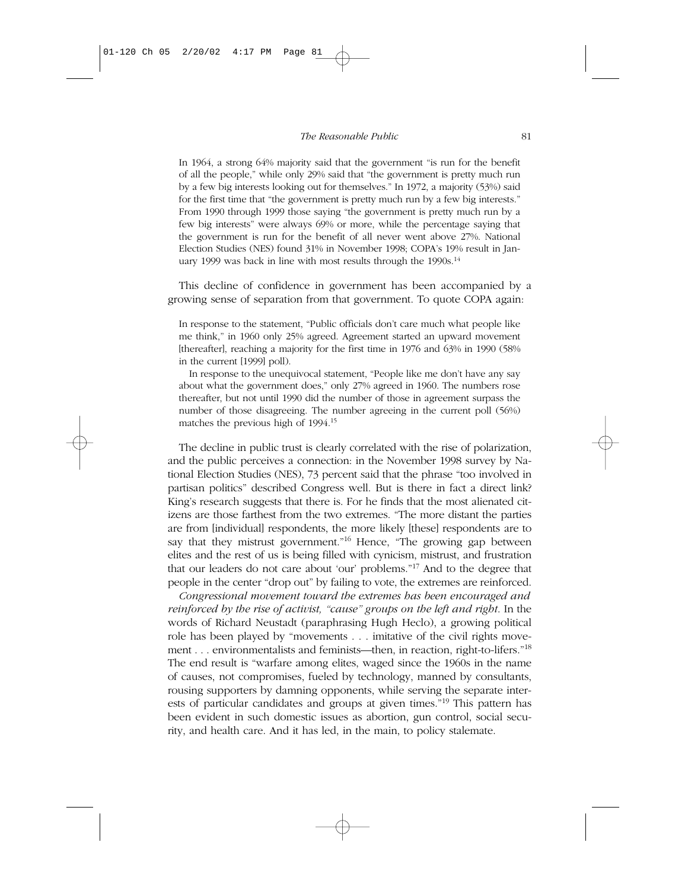> In 1964, a strong 64% majority said that the government "is run for the benefit of all the people," while only 29% said that "the government is pretty much run by a few big interests looking out for themselves." In 1972, a majority (53%) said for the first time that "the government is pretty much run by a few big interests." From 1990 through 1999 those saying "the government is pretty much run by a few big interests" were always 69% or more, while the percentage saying that the government is run for the benefit of all never went above 27%. National Election Studies (NES) found 31% in November 1998; COPA's 19% result in January 1999 was back in line with most results through the 1990s.[14]

This decline of confidence in government has been accompanied by a growing sense of separation from that government. To quote COPA again:

> In response to the statement, "Public officials don't care much what people like me think," in 1960 only 25% agreed. Agreement started an upward movement [thereafter], reaching a majority for the first time in 1976 and 63% in 1990 (58% in the current [1999] poll).
>
> In response to the unequivocal statement, "People like me don't have any say about what the government does," only 27% agreed in 1960. The numbers rose thereafter, but not until 1990 did the number of those in agreement surpass the number of those disagreeing. The number agreeing in the current poll (56%) matches the previous high of 1994.[15]

The decline in public trust is clearly correlated with the rise of polarization, and the public perceives a connection: in the November 1998 survey by National Election Studies (NES), 73 percent said that the phrase "too involved in partisan politics" described Congress well. But is there in fact a direct link? King's research suggests that there is. For he finds that the most alienated citizens are those farthest from the two extremes. "The more distant the parties are from [individual] respondents, the more likely [these] respondents are to say that they mistrust government."[16] Hence, "The growing gap between elites and the rest of us is being filled with cynicism, mistrust, and frustration that our leaders do not care about 'our' problems."[17] And to the degree that people in the center "drop out" by failing to vote, the extremes are reinforced.

*Congressional movement toward the extremes has been encouraged and reinforced by the rise of activist, "cause" groups on the left and right*. In the words of Richard Neustadt (paraphrasing Hugh Heclo), a growing political role has been played by "movements . . . imitative of the civil rights movement . . . environmentalists and feminists—then, in reaction, right-to-lifers."[18] The end result is "warfare among elites, waged since the 1960s in the name of causes, not compromises, fueled by technology, manned by consultants, rousing supporters by damning opponents, while serving the separate interests of particular candidates and groups at given times."[19] This pattern has been evident in such domestic issues as abortion, gun control, social security, and health care. And it has led, in the main, to policy stalemate.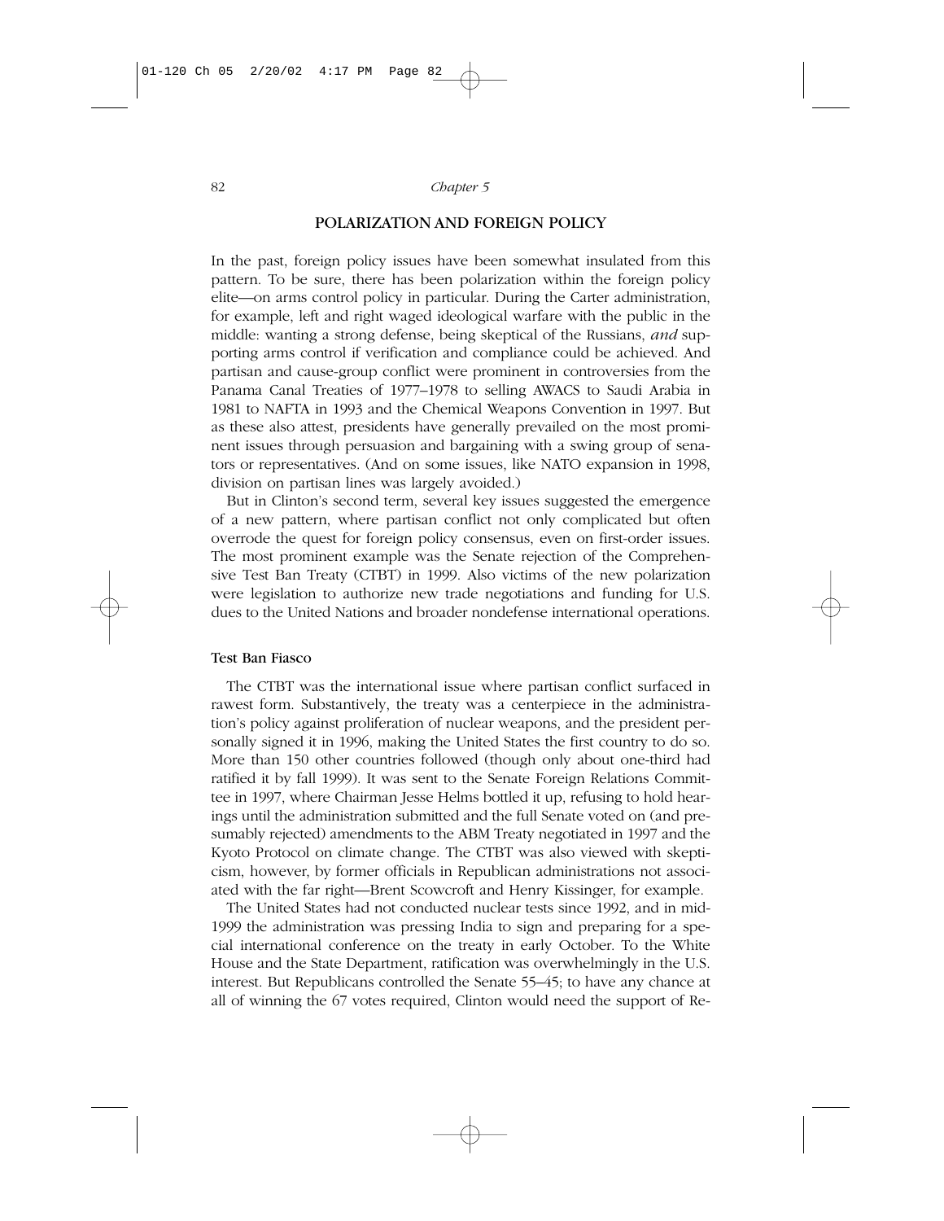## POLARIZATION AND FOREIGN POLICY

In the past, foreign policy issues have been somewhat insulated from this pattern. To be sure, there has been polarization within the foreign policy elite—on arms control policy in particular. During the Carter administration, for example, left and right waged ideological warfare with the public in the middle: wanting a strong defense, being skeptical of the Russians, *and* supporting arms control if verification and compliance could be achieved. And partisan and cause-group conflict were prominent in controversies from the Panama Canal Treaties of 1977–1978 to selling AWACS to Saudi Arabia in 1981 to NAFTA in 1993 and the Chemical Weapons Convention in 1997. But as these also attest, presidents have generally prevailed on the most prominent issues through persuasion and bargaining with a swing group of senators or representatives. (And on some issues, like NATO expansion in 1998, division on partisan lines was largely avoided.)

But in Clinton's second term, several key issues suggested the emergence of a new pattern, where partisan conflict not only complicated but often overrode the quest for foreign policy consensus, even on first-order issues. The most prominent example was the Senate rejection of the Comprehensive Test Ban Treaty (CTBT) in 1999. Also victims of the new polarization were legislation to authorize new trade negotiations and funding for U.S. dues to the United Nations and broader nondefense international operations.

### Test Ban Fiasco

The CTBT was the international issue where partisan conflict surfaced in rawest form. Substantively, the treaty was a centerpiece in the administration's policy against proliferation of nuclear weapons, and the president personally signed it in 1996, making the United States the first country to do so. More than 150 other countries followed (though only about one-third had ratified it by fall 1999). It was sent to the Senate Foreign Relations Committee in 1997, where Chairman Jesse Helms bottled it up, refusing to hold hearings until the administration submitted and the full Senate voted on (and presumably rejected) amendments to the ABM Treaty negotiated in 1997 and the Kyoto Protocol on climate change. The CTBT was also viewed with skepticism, however, by former officials in Republican administrations not associated with the far right—Brent Scowcroft and Henry Kissinger, for example.

The United States had not conducted nuclear tests since 1992, and in mid-1999 the administration was pressing India to sign and preparing for a special international conference on the treaty in early October. To the White House and the State Department, ratification was overwhelmingly in the U.S. interest. But Republicans controlled the Senate 55–45; to have any chance at all of winning the 67 votes required, Clinton would need the support of Re-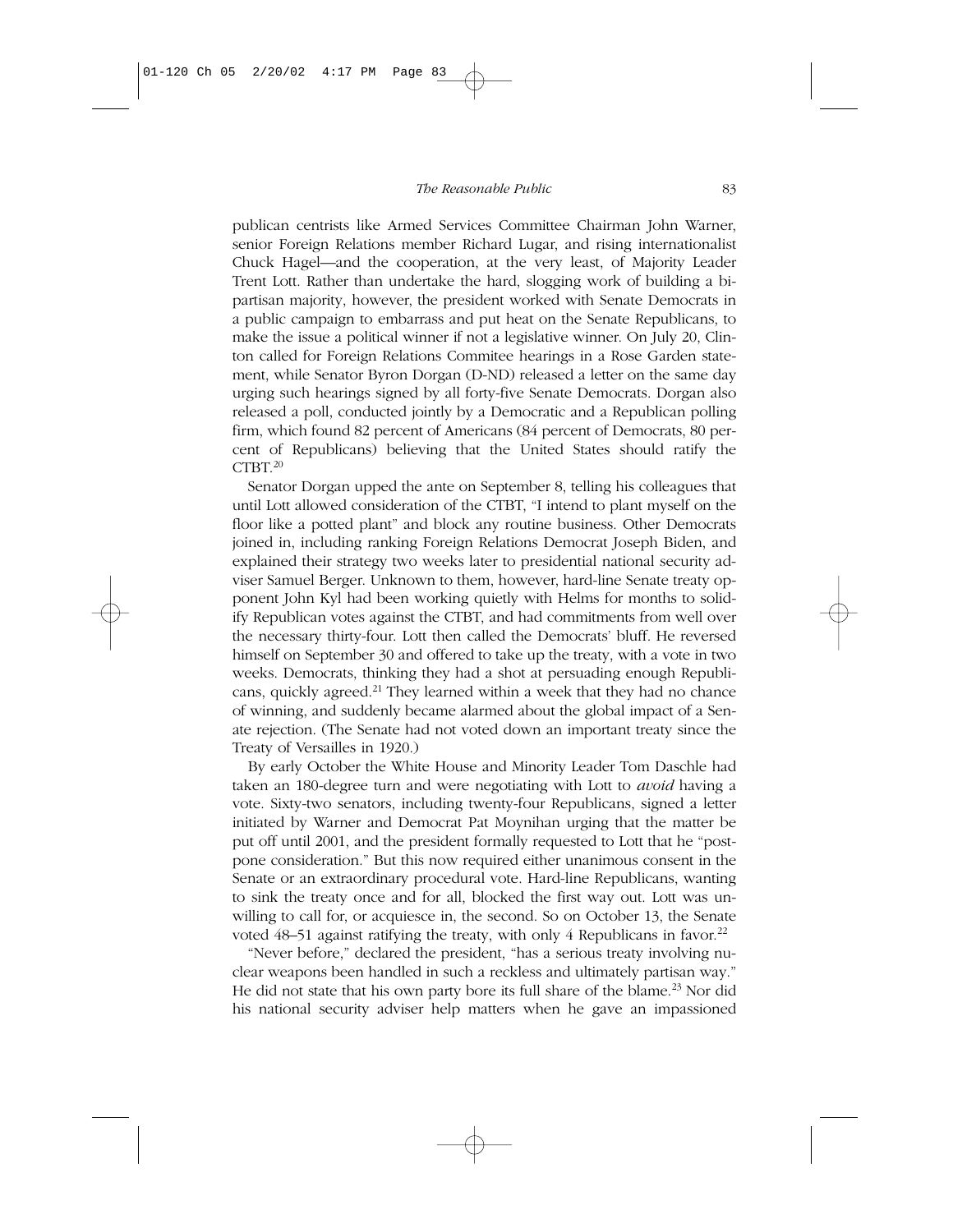publican centrists like Armed Services Committee Chairman John Warner, senior Foreign Relations member Richard Lugar, and rising internationalist Chuck Hagel—and the cooperation, at the very least, of Majority Leader Trent Lott. Rather than undertake the hard, slogging work of building a bipartisan majority, however, the president worked with Senate Democrats in a public campaign to embarrass and put heat on the Senate Republicans, to make the issue a political winner if not a legislative winner. On July 20, Clinton called for Foreign Relations Commitee hearings in a Rose Garden statement, while Senator Byron Dorgan (D-ND) released a letter on the same day urging such hearings signed by all forty-five Senate Democrats. Dorgan also released a poll, conducted jointly by a Democratic and a Republican polling firm, which found 82 percent of Americans (84 percent of Democrats, 80 percent of Republicans) believing that the United States should ratify the CTBT.[20]

Senator Dorgan upped the ante on September 8, telling his colleagues that until Lott allowed consideration of the CTBT, "I intend to plant myself on the floor like a potted plant" and block any routine business. Other Democrats joined in, including ranking Foreign Relations Democrat Joseph Biden, and explained their strategy two weeks later to presidential national security adviser Samuel Berger. Unknown to them, however, hard-line Senate treaty opponent John Kyl had been working quietly with Helms for months to solidify Republican votes against the CTBT, and had commitments from well over the necessary thirty-four. Lott then called the Democrats' bluff. He reversed himself on September 30 and offered to take up the treaty, with a vote in two weeks. Democrats, thinking they had a shot at persuading enough Republicans, quickly agreed.[21] They learned within a week that they had no chance of winning, and suddenly became alarmed about the global impact of a Senate rejection. (The Senate had not voted down an important treaty since the Treaty of Versailles in 1920.)

By early October the White House and Minority Leader Tom Daschle had taken an 180-degree turn and were negotiating with Lott to *avoid* having a vote. Sixty-two senators, including twenty-four Republicans, signed a letter initiated by Warner and Democrat Pat Moynihan urging that the matter be put off until 2001, and the president formally requested to Lott that he "postpone consideration." But this now required either unanimous consent in the Senate or an extraordinary procedural vote. Hard-line Republicans, wanting to sink the treaty once and for all, blocked the first way out. Lott was unwilling to call for, or acquiesce in, the second. So on October 13, the Senate voted 48–51 against ratifying the treaty, with only 4 Republicans in favor.[22]

"Never before," declared the president, "has a serious treaty involving nuclear weapons been handled in such a reckless and ultimately partisan way." He did not state that his own party bore its full share of the blame.[23] Nor did his national security adviser help matters when he gave an impassioned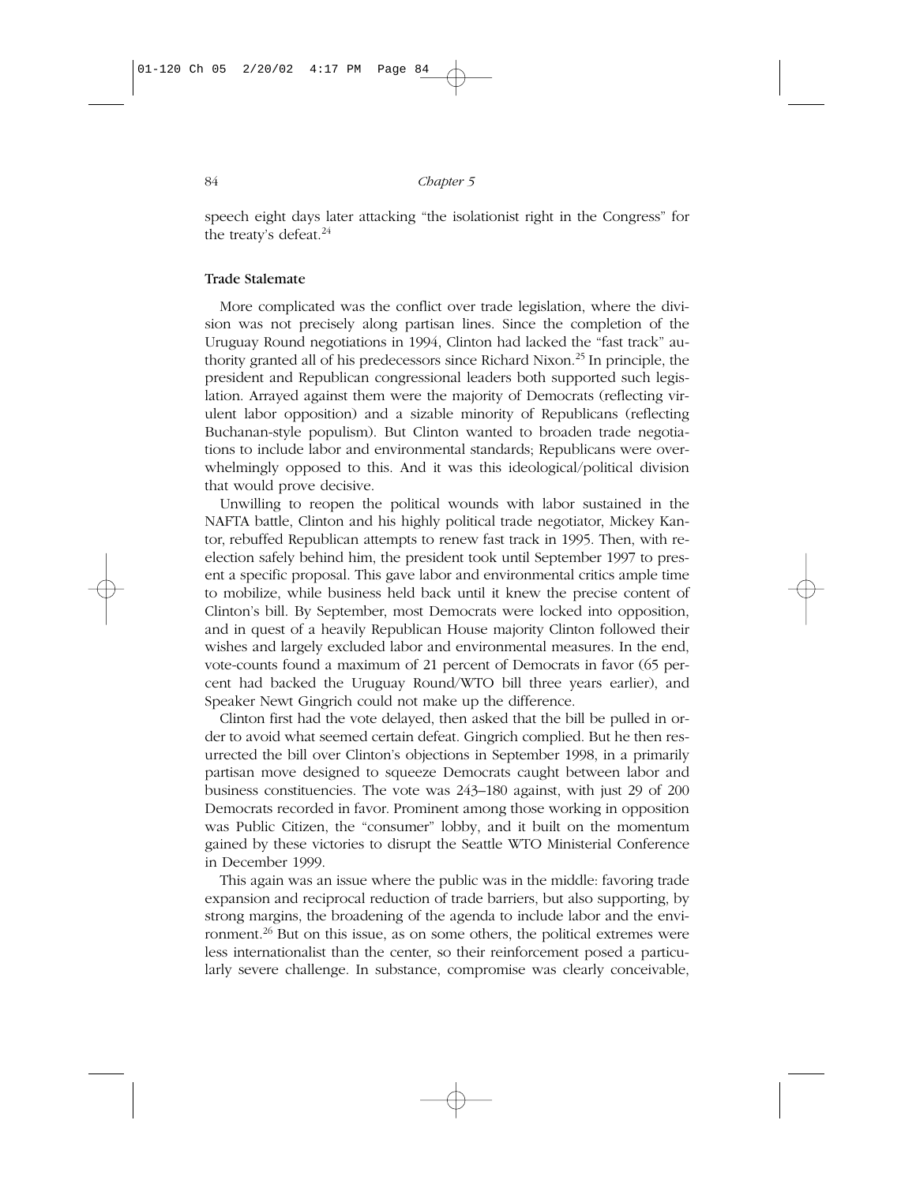speech eight days later attacking "the isolationist right in the Congress" for the treaty's defeat.[24]

### Trade Stalemate

More complicated was the conflict over trade legislation, where the division was not precisely along partisan lines. Since the completion of the Uruguay Round negotiations in 1994, Clinton had lacked the "fast track" authority granted all of his predecessors since Richard Nixon.[25] In principle, the president and Republican congressional leaders both supported such legislation. Arrayed against them were the majority of Democrats (reflecting virulent labor opposition) and a sizable minority of Republicans (reflecting Buchanan-style populism). But Clinton wanted to broaden trade negotiations to include labor and environmental standards; Republicans were overwhelmingly opposed to this. And it was this ideological/political division that would prove decisive.

Unwilling to reopen the political wounds with labor sustained in the NAFTA battle, Clinton and his highly political trade negotiator, Mickey Kantor, rebuffed Republican attempts to renew fast track in 1995. Then, with reelection safely behind him, the president took until September 1997 to present a specific proposal. This gave labor and environmental critics ample time to mobilize, while business held back until it knew the precise content of Clinton's bill. By September, most Democrats were locked into opposition, and in quest of a heavily Republican House majority Clinton followed their wishes and largely excluded labor and environmental measures. In the end, vote-counts found a maximum of 21 percent of Democrats in favor (65 percent had backed the Uruguay Round/WTO bill three years earlier), and Speaker Newt Gingrich could not make up the difference.

Clinton first had the vote delayed, then asked that the bill be pulled in order to avoid what seemed certain defeat. Gingrich complied. But he then resurrected the bill over Clinton's objections in September 1998, in a primarily partisan move designed to squeeze Democrats caught between labor and business constituencies. The vote was 243–180 against, with just 29 of 200 Democrats recorded in favor. Prominent among those working in opposition was Public Citizen, the "consumer" lobby, and it built on the momentum gained by these victories to disrupt the Seattle WTO Ministerial Conference in December 1999.

This again was an issue where the public was in the middle: favoring trade expansion and reciprocal reduction of trade barriers, but also supporting, by strong margins, the broadening of the agenda to include labor and the environment.[26] But on this issue, as on some others, the political extremes were less internationalist than the center, so their reinforcement posed a particularly severe challenge. In substance, compromise was clearly conceivable,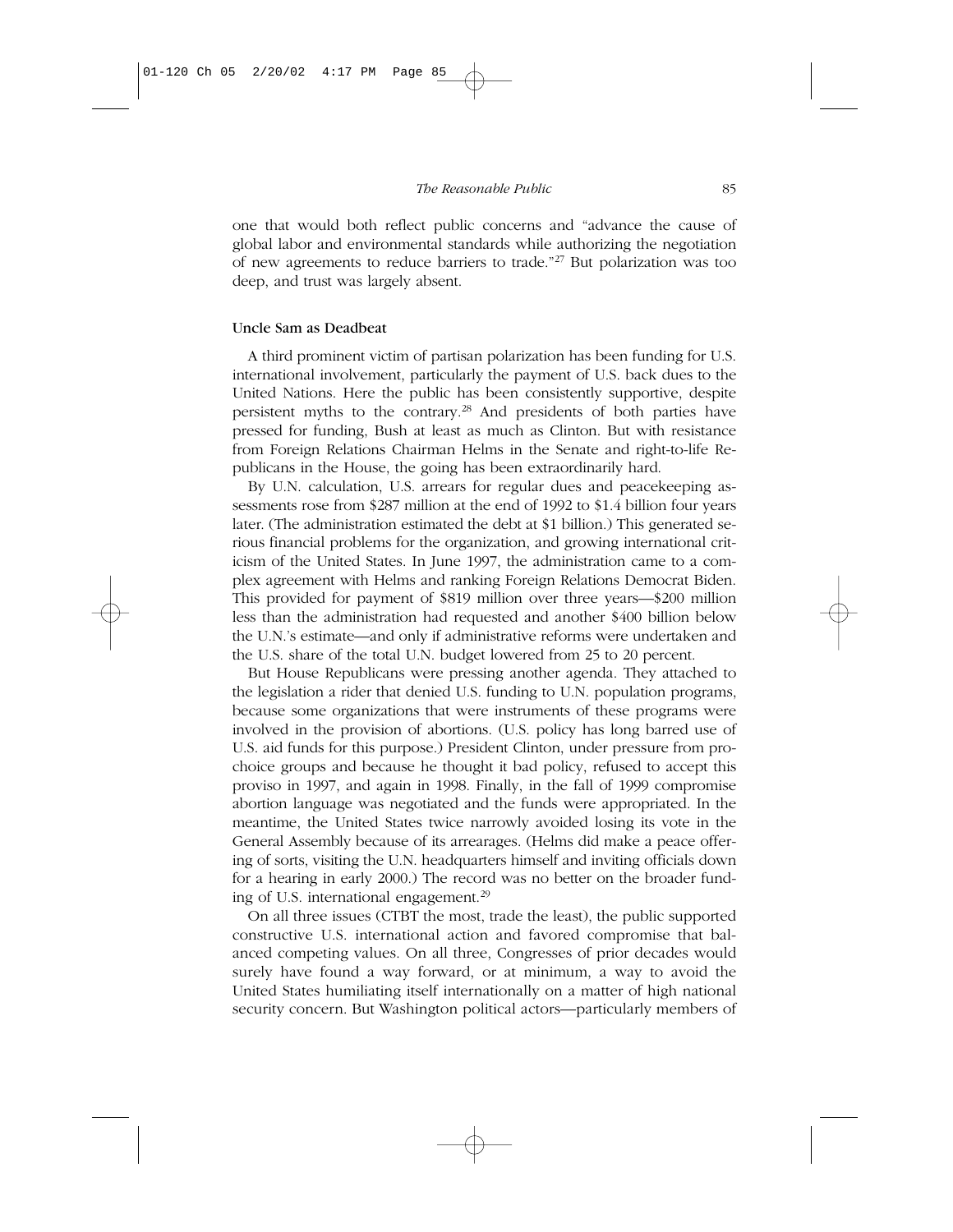one that would both reflect public concerns and "advance the cause of global labor and environmental standards while authorizing the negotiation of new agreements to reduce barriers to trade."[27] But polarization was too deep, and trust was largely absent.

### Uncle Sam as Deadbeat

A third prominent victim of partisan polarization has been funding for U.S. international involvement, particularly the payment of U.S. back dues to the United Nations. Here the public has been consistently supportive, despite persistent myths to the contrary.[28] And presidents of both parties have pressed for funding, Bush at least as much as Clinton. But with resistance from Foreign Relations Chairman Helms in the Senate and right-to-life Republicans in the House, the going has been extraordinarily hard.

By U.N. calculation, U.S. arrears for regular dues and peacekeeping assessments rose from $287 million at the end of 1992 to $1.4 billion four years later. (The administration estimated the debt at $1 billion.) This generated serious financial problems for the organization, and growing international criticism of the United States. In June 1997, the administration came to a complex agreement with Helms and ranking Foreign Relations Democrat Biden. This provided for payment of $819 million over three years—$200 million less than the administration had requested and another $400 billion below the U.N.'s estimate—and only if administrative reforms were undertaken and the U.S. share of the total U.N. budget lowered from 25 to 20 percent.

But House Republicans were pressing another agenda. They attached to the legislation a rider that denied U.S. funding to U.N. population programs, because some organizations that were instruments of these programs were involved in the provision of abortions. (U.S. policy has long barred use of U.S. aid funds for this purpose.) President Clinton, under pressure from prochoice groups and because he thought it bad policy, refused to accept this proviso in 1997, and again in 1998. Finally, in the fall of 1999 compromise abortion language was negotiated and the funds were appropriated. In the meantime, the United States twice narrowly avoided losing its vote in the General Assembly because of its arrearages. (Helms did make a peace offering of sorts, visiting the U.N. headquarters himself and inviting officials down for a hearing in early 2000.) The record was no better on the broader funding of U.S. international engagement.[29]

On all three issues (CTBT the most, trade the least), the public supported constructive U.S. international action and favored compromise that balanced competing values. On all three, Congresses of prior decades would surely have found a way forward, or at minimum, a way to avoid the United States humiliating itself internationally on a matter of high national security concern. But Washington political actors—particularly members of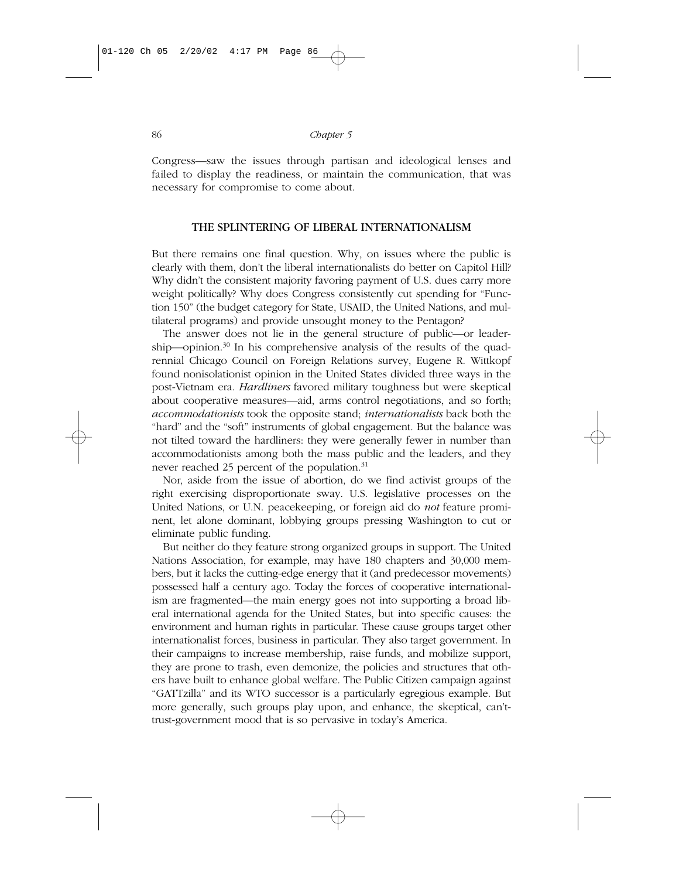Congress—saw the issues through partisan and ideological lenses and failed to display the readiness, or maintain the communication, that was necessary for compromise to come about.

## THE SPLINTERING OF LIBERAL INTERNATIONALISM

But there remains one final question. Why, on issues where the public is clearly with them, don't the liberal internationalists do better on Capitol Hill? Why didn't the consistent majority favoring payment of U.S. dues carry more weight politically? Why does Congress consistently cut spending for "Function 150" (the budget category for State, USAID, the United Nations, and multilateral programs) and provide unsought money to the Pentagon?

The answer does not lie in the general structure of public—or leadership—opinion.[30] In his comprehensive analysis of the results of the quadrennial Chicago Council on Foreign Relations survey, Eugene R. Wittkopf found nonisolationist opinion in the United States divided three ways in the post-Vietnam era. *Hardliners* favored military toughness but were skeptical about cooperative measures—aid, arms control negotiations, and so forth; *accommodationists* took the opposite stand; *internationalists* back both the "hard" and the "soft" instruments of global engagement. But the balance was not tilted toward the hardliners: they were generally fewer in number than accommodationists among both the mass public and the leaders, and they never reached 25 percent of the population.[31]

Nor, aside from the issue of abortion, do we find activist groups of the right exercising disproportionate sway. U.S. legislative processes on the United Nations, or U.N. peacekeeping, or foreign aid do *not* feature prominent, let alone dominant, lobbying groups pressing Washington to cut or eliminate public funding.

But neither do they feature strong organized groups in support. The United Nations Association, for example, may have 180 chapters and 30,000 members, but it lacks the cutting-edge energy that it (and predecessor movements) possessed half a century ago. Today the forces of cooperative internationalism are fragmented—the main energy goes not into supporting a broad liberal international agenda for the United States, but into specific causes: the environment and human rights in particular. These cause groups target other internationalist forces, business in particular. They also target government. In their campaigns to increase membership, raise funds, and mobilize support, they are prone to trash, even demonize, the policies and structures that others have built to enhance global welfare. The Public Citizen campaign against "GATTzilla" and its WTO successor is a particularly egregious example. But more generally, such groups play upon, and enhance, the skeptical, can't-trust-government mood that is so pervasive in today's America.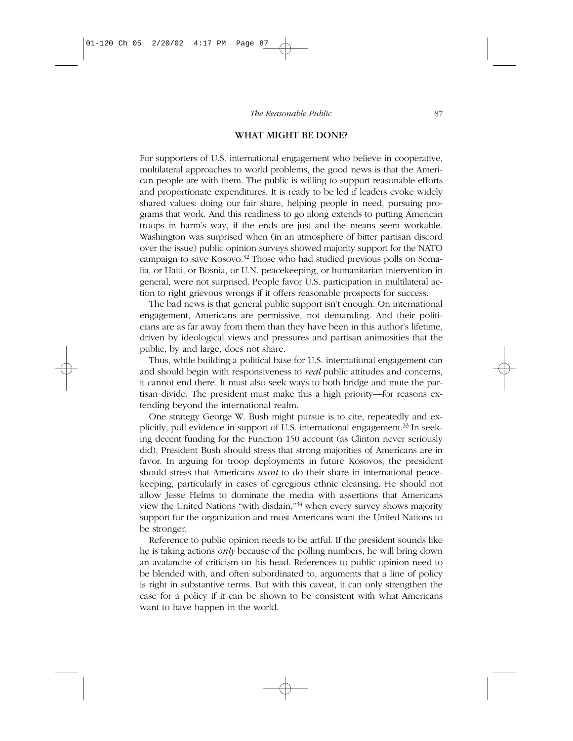## WHAT MIGHT BE DONE?

For supporters of U.S. international engagement who believe in cooperative, multilateral approaches to world problems, the good news is that the American people are with them. The public is willing to support reasonable efforts and proportionate expenditures. It is ready to be led if leaders evoke widely shared values: doing our fair share, helping people in need, pursuing programs that work. And this readiness to go along extends to putting American troops in harm's way, if the ends are just and the means seem workable. Washington was surprised when (in an atmosphere of bitter partisan discord over the issue) public opinion surveys showed majority support for the NATO campaign to save Kosovo.[32] Those who had studied previous polls on Somalia, or Haiti, or Bosnia, or U.N. peacekeeping, or humanitarian intervention in general, were not surprised. People favor U.S. participation in multilateral action to right grievous wrongs if it offers reasonable prospects for success.

The bad news is that general public support isn't enough. On international engagement, Americans are permissive, not demanding. And their politicians are as far away from them than they have been in this author's lifetime, driven by ideological views and pressures and partisan animosities that the public, by and large, does not share.

Thus, while building a political base for U.S. international engagement can and should begin with responsiveness to *real* public attitudes and concerns, it cannot end there. It must also seek ways to both bridge and mute the partisan divide. The president must make this a high priority—for reasons extending beyond the international realm.

One strategy George W. Bush might pursue is to cite, repeatedly and explicitly, poll evidence in support of U.S. international engagement.[33] In seeking decent funding for the Function 150 account (as Clinton never seriously did), President Bush should stress that strong majorities of Americans are in favor. In arguing for troop deployments in future Kosovos, the president should stress that Americans *want* to do their share in international peacekeeping, particularly in cases of egregious ethnic cleansing. He should not allow Jesse Helms to dominate the media with assertions that Americans view the United Nations "with disdain,"[34] when every survey shows majority support for the organization and most Americans want the United Nations to be stronger.

Reference to public opinion needs to be artful. If the president sounds like he is taking actions *only* because of the polling numbers, he will bring down an avalanche of criticism on his head. References to public opinion need to be blended with, and often subordinated to, arguments that a line of policy is right in substantive terms. But with this caveat, it can only strengthen the case for a policy if it can be shown to be consistent with what Americans want to have happen in the world.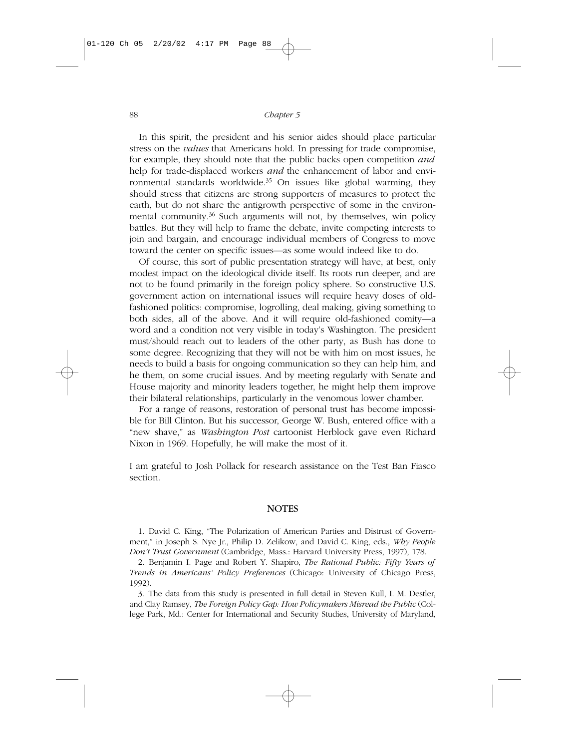In this spirit, the president and his senior aides should place particular stress on the *values* that Americans hold. In pressing for trade compromise, for example, they should note that the public backs open competition *and* help for trade-displaced workers *and* the enhancement of labor and environmental standards worldwide.[35] On issues like global warming, they should stress that citizens are strong supporters of measures to protect the earth, but do not share the antigrowth perspective of some in the environmental community.[36] Such arguments will not, by themselves, win policy battles. But they will help to frame the debate, invite competing interests to join and bargain, and encourage individual members of Congress to move toward the center on specific issues—as some would indeed like to do.

Of course, this sort of public presentation strategy will have, at best, only modest impact on the ideological divide itself. Its roots run deeper, and are not to be found primarily in the foreign policy sphere. So constructive U.S. government action on international issues will require heavy doses of old-fashioned politics: compromise, logrolling, deal making, giving something to both sides, all of the above. And it will require old-fashioned comity—a word and a condition not very visible in today's Washington. The president must/should reach out to leaders of the other party, as Bush has done to some degree. Recognizing that they will not be with him on most issues, he needs to build a basis for ongoing communication so they can help him, and he them, on some crucial issues. And by meeting regularly with Senate and House majority and minority leaders together, he might help them improve their bilateral relationships, particularly in the venomous lower chamber.

For a range of reasons, restoration of personal trust has become impossible for Bill Clinton. But his successor, George W. Bush, entered office with a "new shave," as *Washington Post* cartoonist Herblock gave even Richard Nixon in 1969. Hopefully, he will make the most of it.

I am grateful to Josh Pollack for research assistance on the Test Ban Fiasco section.

## NOTES

1. David C. King, "The Polarization of American Parties and Distrust of Government," in Joseph S. Nye Jr., Philip D. Zelikow, and David C. King, eds., *Why People Don't Trust Government* (Cambridge, Mass.: Harvard University Press, 1997), 178.

2. Benjamin I. Page and Robert Y. Shapiro, *The Rational Public: Fifty Years of Trends in Americans' Policy Preferences* (Chicago: University of Chicago Press, 1992).

3. The data from this study is presented in full detail in Steven Kull, I. M. Destler, and Clay Ramsey, *The Foreign Policy Gap: How Policymakers Misread the Public* (College Park, Md.: Center for International and Security Studies, University of Maryland,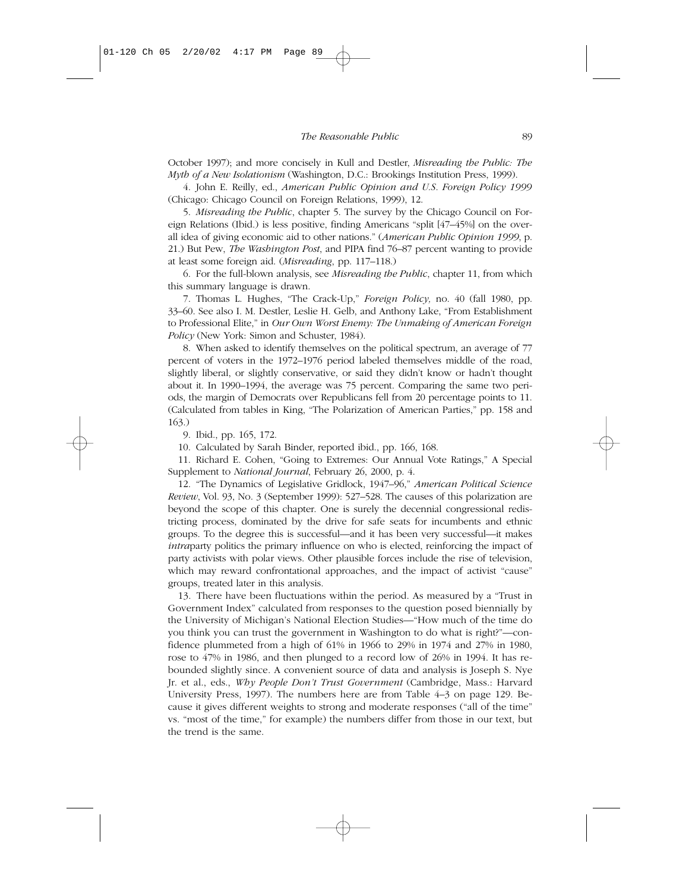October 1997); and more concisely in Kull and Destler, *Misreading the Public: The Myth of a New Isolationism* (Washington, D.C.: Brookings Institution Press, 1999).

4. John E. Reilly, ed., *American Public Opinion and U.S. Foreign Policy 1999* (Chicago: Chicago Council on Foreign Relations, 1999), 12.

5. *Misreading the Public*, chapter 5. The survey by the Chicago Council on Foreign Relations (Ibid.) is less positive, finding Americans "split [47–45%] on the overall idea of giving economic aid to other nations." (*American Public Opinion 1999*, p. 21.) But Pew, *The Washington Post*, and PIPA find 76–87 percent wanting to provide at least some foreign aid. (*Misreading*, pp. 117–118.)

6. For the full-blown analysis, see *Misreading the Public*, chapter 11, from which this summary language is drawn.

7. Thomas L. Hughes, "The Crack-Up," *Foreign Policy,* no. 40 (fall 1980, pp. 33–60. See also I. M. Destler, Leslie H. Gelb, and Anthony Lake, "From Establishment to Professional Elite," in *Our Own Worst Enemy: The Unmaking of American Foreign Policy* (New York: Simon and Schuster, 1984).

8. When asked to identify themselves on the political spectrum, an average of 77 percent of voters in the 1972–1976 period labeled themselves middle of the road, slightly liberal, or slightly conservative, or said they didn't know or hadn't thought about it. In 1990–1994, the average was 75 percent. Comparing the same two periods, the margin of Democrats over Republicans fell from 20 percentage points to 11. (Calculated from tables in King, "The Polarization of American Parties," pp. 158 and 163.)

9. Ibid., pp. 165, 172.

10. Calculated by Sarah Binder, reported ibid., pp. 166, 168.

11. Richard E. Cohen, "Going to Extremes: Our Annual Vote Ratings," A Special Supplement to *National Journal*, February 26, 2000, p. 4.

12. "The Dynamics of Legislative Gridlock, 1947–96," *American Political Science Review*, Vol. 93, No. 3 (September 1999): 527–528. The causes of this polarization are beyond the scope of this chapter. One is surely the decennial congressional redistricting process, dominated by the drive for safe seats for incumbents and ethnic groups. To the degree this is successful—and it has been very successful—it makes *intra*party politics the primary influence on who is elected, reinforcing the impact of party activists with polar views. Other plausible forces include the rise of television, which may reward confrontational approaches, and the impact of activist "cause" groups, treated later in this analysis.

13. There have been fluctuations within the period. As measured by a "Trust in Government Index" calculated from responses to the question posed biennially by the University of Michigan's National Election Studies—"How much of the time do you think you can trust the government in Washington to do what is right?"—confidence plummeted from a high of 61% in 1966 to 29% in 1974 and 27% in 1980, rose to 47% in 1986, and then plunged to a record low of 26% in 1994. It has rebounded slightly since. A convenient source of data and analysis is Joseph S. Nye Jr. et al., eds., *Why People Don't Trust Government* (Cambridge, Mass.: Harvard University Press, 1997). The numbers here are from Table 4–3 on page 129. Because it gives different weights to strong and moderate responses ("all of the time" vs. "most of the time," for example) the numbers differ from those in our text, but the trend is the same.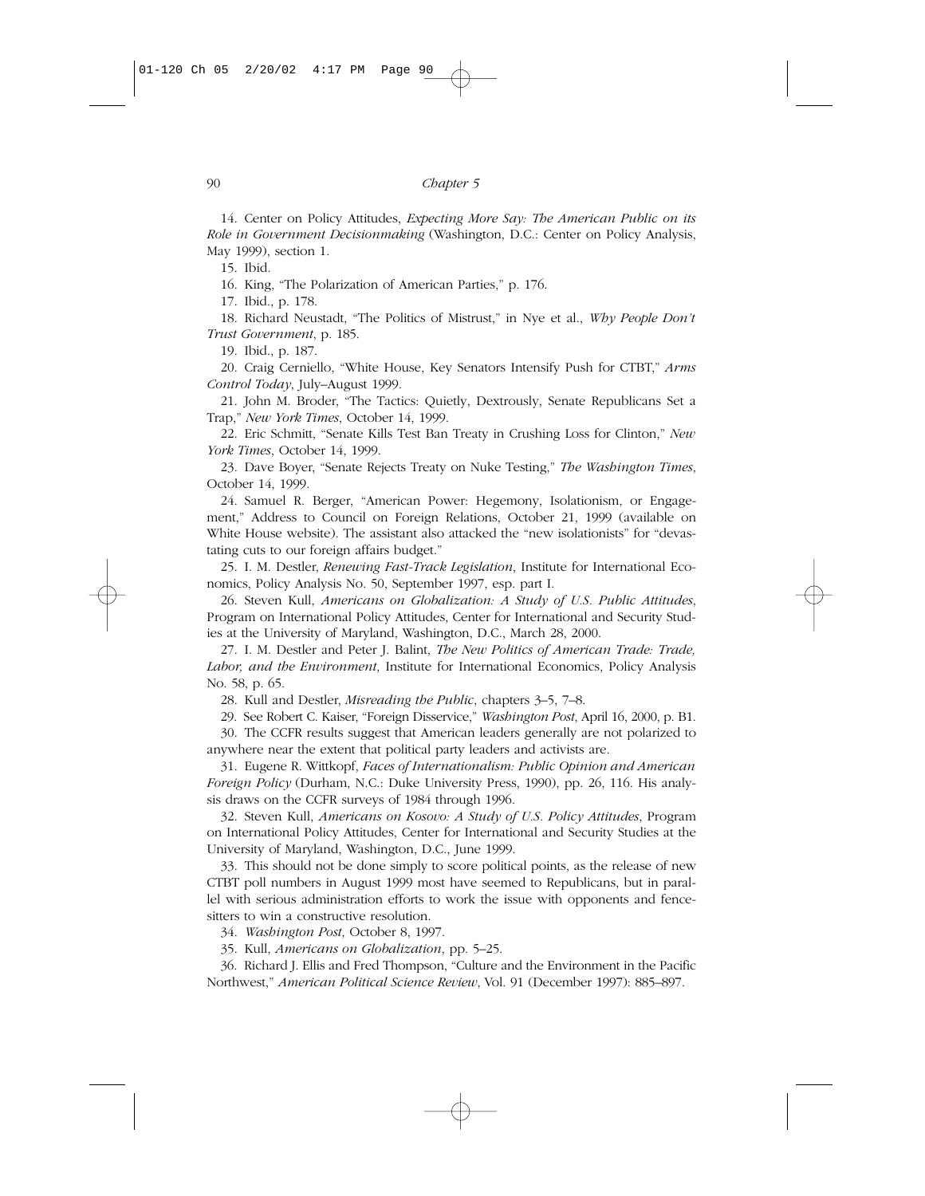14. Center on Policy Attitudes, *Expecting More Say: The American Public on its Role in Government Decisionmaking* (Washington, D.C.: Center on Policy Analysis, May 1999), section 1.

15. Ibid.

16. King, "The Polarization of American Parties," p. 176.

17. Ibid., p. 178.

18. Richard Neustadt, "The Politics of Mistrust," in Nye et al., *Why People Don't Trust Government*, p. 185.

19. Ibid., p. 187.

20. Craig Cerniello, "White House, Key Senators Intensify Push for CTBT," *Arms Control Today*, July–August 1999.

21. John M. Broder, "The Tactics: Quietly, Dextrously, Senate Republicans Set a Trap," *New York Times*, October 14, 1999.

22. Eric Schmitt, "Senate Kills Test Ban Treaty in Crushing Loss for Clinton," *New York Times*, October 14, 1999.

23. Dave Boyer, "Senate Rejects Treaty on Nuke Testing," *The Washington Times*, October 14, 1999.

24. Samuel R. Berger, "American Power: Hegemony, Isolationism, or Engagement," Address to Council on Foreign Relations, October 21, 1999 (available on White House website). The assistant also attacked the "new isolationists" for "devastating cuts to our foreign affairs budget."

25. I. M. Destler, *Renewing Fast-Track Legislation*, Institute for International Economics, Policy Analysis No. 50, September 1997, esp. part I.

26. Steven Kull, *Americans on Globalization: A Study of U.S. Public Attitudes*, Program on International Policy Attitudes, Center for International and Security Studies at the University of Maryland, Washington, D.C., March 28, 2000.

27. I. M. Destler and Peter J. Balint, *The New Politics of American Trade: Trade, Labor, and the Environment*, Institute for International Economics, Policy Analysis No. 58, p. 65.

28. Kull and Destler, *Misreading the Public*, chapters 3–5, 7–8.

29. See Robert C. Kaiser, "Foreign Disservice," *Washington Post*, April 16, 2000, p. B1.

30. The CCFR results suggest that American leaders generally are not polarized to anywhere near the extent that political party leaders and activists are.

31. Eugene R. Wittkopf, *Faces of Internationalism: Public Opinion and American Foreign Policy* (Durham, N.C.: Duke University Press, 1990), pp. 26, 116. His analysis draws on the CCFR surveys of 1984 through 1996.

32. Steven Kull, *Americans on Kosovo: A Study of U.S. Policy Attitudes*, Program on International Policy Attitudes, Center for International and Security Studies at the University of Maryland, Washington, D.C., June 1999.

33. This should not be done simply to score political points, as the release of new CTBT poll numbers in August 1999 most have seemed to Republicans, but in parallel with serious administration efforts to work the issue with opponents and fence-sitters to win a constructive resolution.

34. *Washington Post*, October 8, 1997.

35. Kull, *Americans on Globalization*, pp. 5–25.

36. Richard J. Ellis and Fred Thompson, "Culture and the Environment in the Pacific Northwest," *American Political Science Review*, Vol. 91 (December 1997): 885–897.